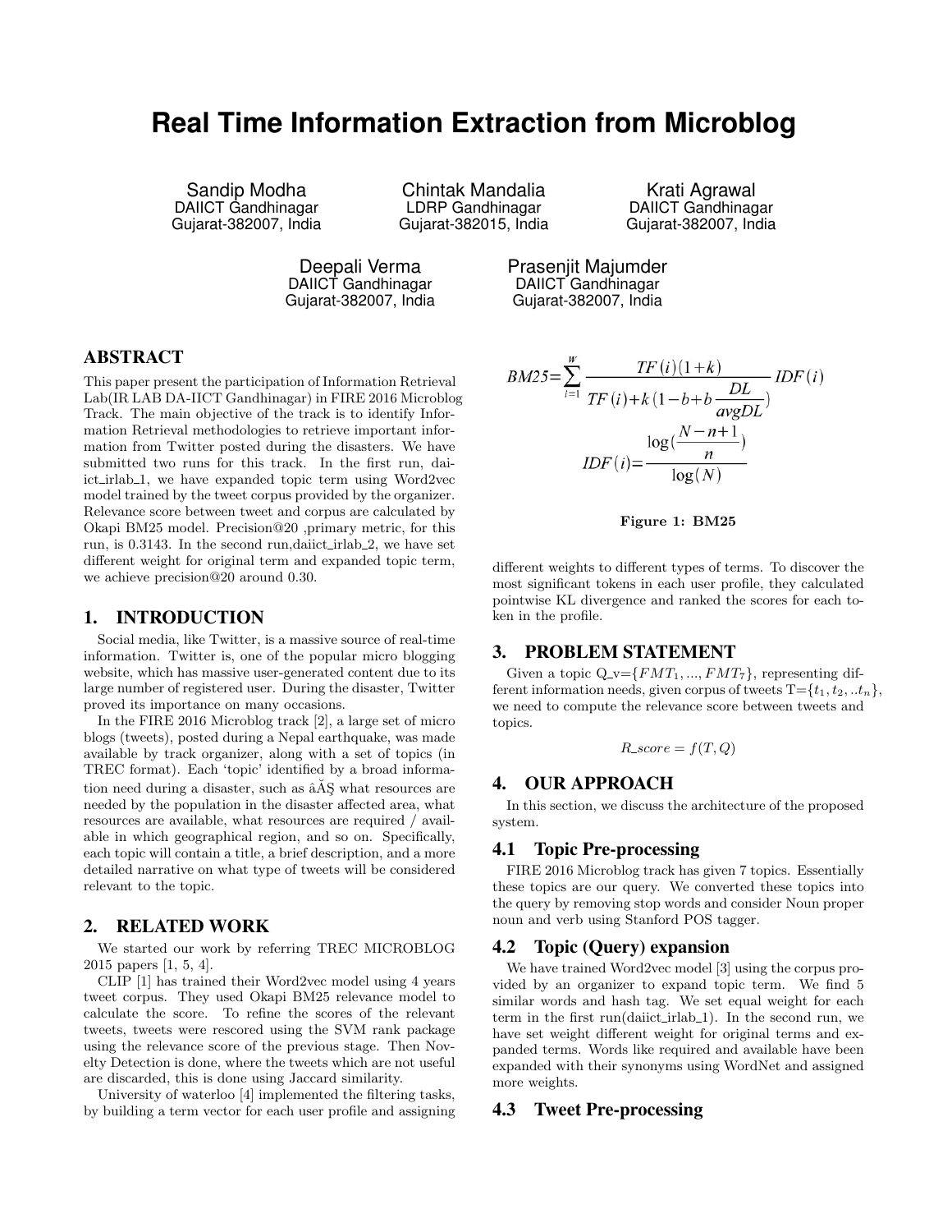# Real Time Information Extraction from Microblog

Sandip Modha
DAIICT Gandhinagar
Gujarat-382007, India

Chintak Mandalia
LDRP Gandhinagar
Gujarat-382015, India

Krati Agrawal
DAIICT Gandhinagar
Gujarat-382007, India

Deepali Verma
DAIICT Gandhinagar
Gujarat-382007, India

Prasenjit Majumder
DAIICT Gandhinagar
Gujarat-382007, India

## ABSTRACT

This paper present the participation of Information Retrieval Lab(IR LAB DA-IICT Gandhinagar) in FIRE 2016 Microblog Track. The main objective of the track is to identify Information Retrieval methodologies to retrieve important information from Twitter posted during the disasters. We have submitted two runs for this track. In the first run, daiict_irlab_1, we have expanded topic term using Word2vec model trained by the tweet corpus provided by the organizer. Relevance score between tweet and corpus are calculated by Okapi BM25 model. Precision@20 ,primary metric, for this run, is 0.3143. In the second run,daiict_irlab_2, we have set different weight for original term and expanded topic term, we achieve precision@20 around 0.30.

## 1. INTRODUCTION

Social media, like Twitter, is a massive source of real-time information. Twitter is, one of the popular micro blogging website, which has massive user-generated content due to its large number of registered user. During the disaster, Twitter proved its importance on many occasions.

In the FIRE 2016 Microblog track [2], a large set of micro blogs (tweets), posted during a Nepal earthquake, was made available by track organizer, along with a set of topics (in TREC format). Each 'topic' identified by a broad information need during a disaster, such as âĂŞ what resources are needed by the population in the disaster affected area, what resources are available, what resources are required / available in which geographical region, and so on. Specifically, each topic will contain a title, a brief description, and a more detailed narrative on what type of tweets will be considered relevant to the topic.

## 2. RELATED WORK

We started our work by referring TREC MICROBLOG 2015 papers [1, 5, 4].

CLIP [1] has trained their Word2vec model using 4 years tweet corpus. They used Okapi BM25 relevance model to calculate the score. To refine the scores of the relevant tweets, tweets were rescored using the SVM rank package using the relevance score of the previous stage. Then Novelty Detection is done, where the tweets which are not useful are discarded, this is done using Jaccard similarity.

University of waterloo [4] implemented the filtering tasks, by building a term vector for each user profile and assigning different weights to different types of terms. To discover the most significant tokens in each user profile, they calculated pointwise KL divergence and ranked the scores for each token in the profile.

$$BM25=\sum_{i=1}^{w} \frac{TF(i)(1+k)}{TF(i)+k(1-b+b\frac{DL}{avgDL})} IDF(i)$$

$$IDF(i)=\frac{\log(\frac{N-n+1}{n})}{\log(N)}$$

**Figure 1: BM25**

## 3. PROBLEM STATEMENT

Given a topic Q_v=$\{FMT_1, ..., FMT_7\}$, representing different information needs, given corpus of tweets T=$\{t_1, t_2, ..t_n\}$, we need to compute the relevance score between tweets and topics.

$$R\_score = f(T, Q)$$

## 4. OUR APPROACH

In this section, we discuss the architecture of the proposed system.

### 4.1 Topic Pre-processing

FIRE 2016 Microblog track has given 7 topics. Essentially these topics are our query. We converted these topics into the query by removing stop words and consider Noun proper noun and verb using Stanford POS tagger.

### 4.2 Topic (Query) expansion

We have trained Word2vec model [3] using the corpus provided by an organizer to expand topic term. We find 5 similar words and hash tag. We set equal weight for each term in the first run(daiict_irlab_1). In the second run, we have set weight different weight for original terms and expanded terms. Words like required and available have been expanded with their synonyms using WordNet and assigned more weights.

### 4.3 Tweet Pre-processing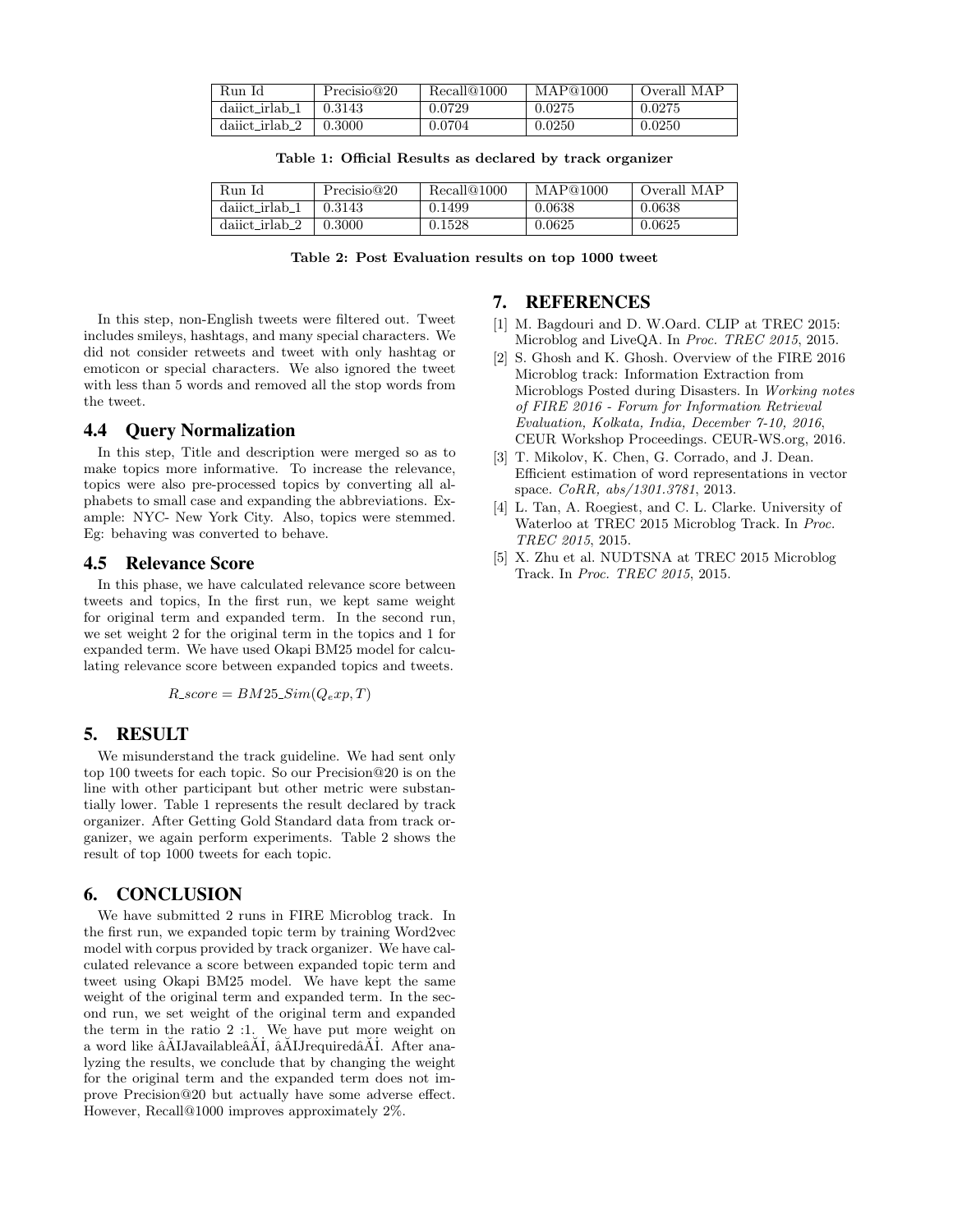| Run Id | Precisio@20 | Recall@1000 | MAP@1000 | Overall MAP |
|---|---|---|---|---|
| daiict_irlab_1 | 0.3143 | 0.0729 | 0.0275 | 0.0275 |
| daiict_irlab_2 | 0.3000 | 0.0704 | 0.0250 | 0.0250 |

**Table 1: Official Results as declared by track organizer**

| Run Id | Precisio@20 | Recall@1000 | MAP@1000 | Overall MAP |
|---|---|---|---|---|
| daiict_irlab_1 | 0.3143 | 0.1499 | 0.0638 | 0.0638 |
| daiict_irlab_2 | 0.3000 | 0.1528 | 0.0625 | 0.0625 |

**Table 2: Post Evaluation results on top 1000 tweet**

In this step, non-English tweets were filtered out. Tweet includes smileys, hashtags, and many special characters. We did not consider retweets and tweet with only hashtag or emoticon or special characters. We also ignored the tweet with less than 5 words and removed all the stop words from the tweet.

### 4.4 Query Normalization

In this step, Title and description were merged so as to make topics more informative. To increase the relevance, topics were also pre-processed topics by converting all alphabets to small case and expanding the abbreviations. Example: NYC- New York City. Also, topics were stemmed. Eg: behaving was converted to behave.

### 4.5 Relevance Score

In this phase, we have calculated relevance score between tweets and topics, In the first run, we kept same weight for original term and expanded term. In the second run, we set weight 2 for the original term in the topics and 1 for expanded term. We have used Okapi BM25 model for calculating relevance score between expanded topics and tweets.

$$R\_score = BM25\_Sim(Q_exp, T)$$

## 5. RESULT

We misunderstand the track guideline. We had sent only top 100 tweets for each topic. So our Precision@20 is on the line with other participant but other metric were substantially lower. Table 1 represents the result declared by track organizer. After Getting Gold Standard data from track organizer, we again perform experiments. Table 2 shows the result of top 1000 tweets for each topic.

## 6. CONCLUSION

We have submitted 2 runs in FIRE Microblog track. In the first run, we expanded topic term by training Word2vec model with corpus provided by track organizer. We have calculated relevance a score between expanded topic term and tweet using Okapi BM25 model. We have kept the same weight of the original term and expanded term. In the second run, we set weight of the original term and expanded the term in the ratio 2 :1. We have put more weight on a word like âĂIJavailableâĂİ, âĂIJrequiredâĂİ. After analyzing the results, we conclude that by changing the weight for the original term and the expanded term does not improve Precision@20 but actually have some adverse effect. However, Recall@1000 improves approximately 2%.

## 7. REFERENCES

[1] M. Bagdouri and D. W.Oard. CLIP at TREC 2015: Microblog and LiveQA. In *Proc. TREC 2015*, 2015.

[2] S. Ghosh and K. Ghosh. Overview of the FIRE 2016 Microblog track: Information Extraction from Microblogs Posted during Disasters. In *Working notes of FIRE 2016 - Forum for Information Retrieval Evaluation, Kolkata, India, December 7-10, 2016*, CEUR Workshop Proceedings. CEUR-WS.org, 2016.

[3] T. Mikolov, K. Chen, G. Corrado, and J. Dean. Efficient estimation of word representations in vector space. *CoRR, abs/1301.3781*, 2013.

[4] L. Tan, A. Roegiest, and C. L. Clarke. University of Waterloo at TREC 2015 Microblog Track. In *Proc. TREC 2015*, 2015.

[5] X. Zhu et al. NUDTSNA at TREC 2015 Microblog Track. In *Proc. TREC 2015*, 2015.